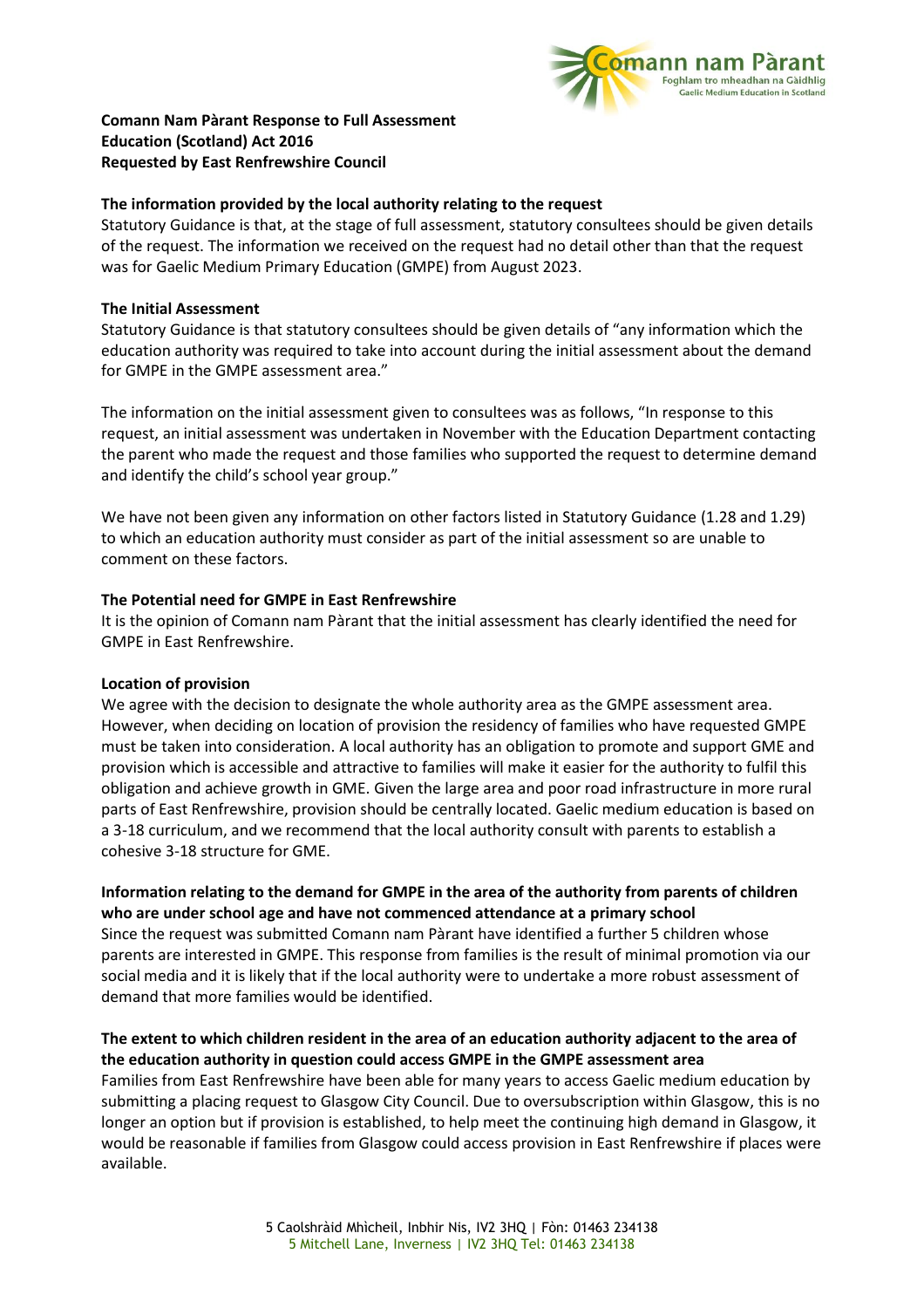**Comann Nam Pàrant Response to Full Assessment**
**Education (Scotland) Act 2016**
**Requested by East Renfrewshire Council**

**The information provided by the local authority relating to the request**

Statutory Guidance is that, at the stage of full assessment, statutory consultees should be given details of the request. The information we received on the request had no detail other than that the request was for Gaelic Medium Primary Education (GMPE) from August 2023.

**The Initial Assessment**

Statutory Guidance is that statutory consultees should be given details of "any information which the education authority was required to take into account during the initial assessment about the demand for GMPE in the GMPE assessment area."

The information on the initial assessment given to consultees was as follows, "In response to this request, an initial assessment was undertaken in November with the Education Department contacting the parent who made the request and those families who supported the request to determine demand and identify the child's school year group."

We have not been given any information on other factors listed in Statutory Guidance (1.28 and 1.29) to which an education authority must consider as part of the initial assessment so are unable to comment on these factors.

**The Potential need for GMPE in East Renfrewshire**

It is the opinion of Comann nam Pàrant that the initial assessment has clearly identified the need for GMPE in East Renfrewshire.

**Location of provision**

We agree with the decision to designate the whole authority area as the GMPE assessment area. However, when deciding on location of provision the residency of families who have requested GMPE must be taken into consideration. A local authority has an obligation to promote and support GME and provision which is accessible and attractive to families will make it easier for the authority to fulfil this obligation and achieve growth in GME. Given the large area and poor road infrastructure in more rural parts of East Renfrewshire, provision should be centrally located. Gaelic medium education is based on a 3-18 curriculum, and we recommend that the local authority consult with parents to establish a cohesive 3-18 structure for GME.

**Information relating to the demand for GMPE in the area of the authority from parents of children who are under school age and have not commenced attendance at a primary school**

Since the request was submitted Comann nam Pàrant have identified a further 5 children whose parents are interested in GMPE. This response from families is the result of minimal promotion via our social media and it is likely that if the local authority were to undertake a more robust assessment of demand that more families would be identified.

**The extent to which children resident in the area of an education authority adjacent to the area of the education authority in question could access GMPE in the GMPE assessment area**

Families from East Renfrewshire have been able for many years to access Gaelic medium education by submitting a placing request to Glasgow City Council. Due to oversubscription within Glasgow, this is no longer an option but if provision is established, to help meet the continuing high demand in Glasgow, it would be reasonable if families from Glasgow could access provision in East Renfrewshire if places were available.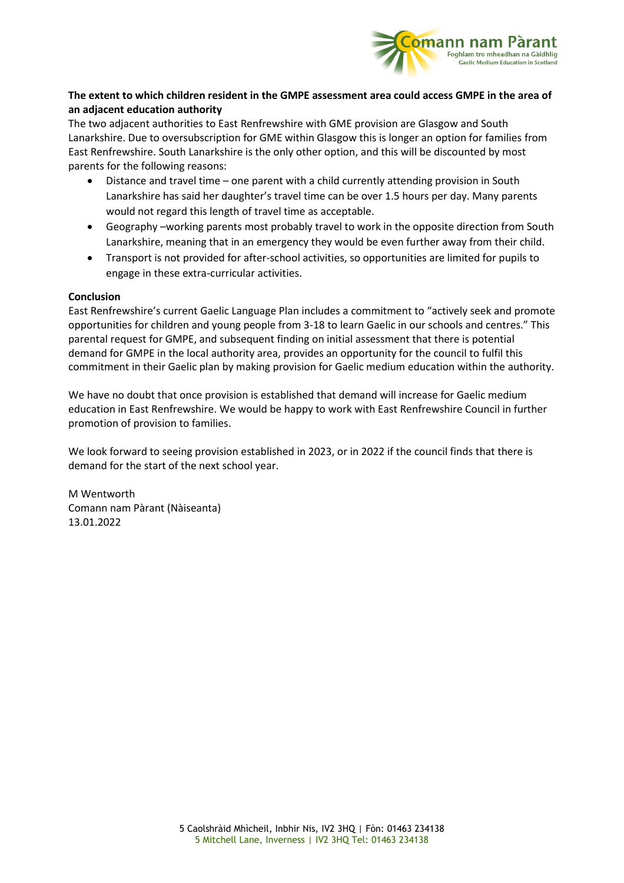**The extent to which children resident in the GMPE assessment area could access GMPE in the area of an adjacent education authority**

The two adjacent authorities to East Renfrewshire with GME provision are Glasgow and South Lanarkshire. Due to oversubscription for GME within Glasgow this is longer an option for families from East Renfrewshire. South Lanarkshire is the only other option, and this will be discounted by most parents for the following reasons:

- Distance and travel time – one parent with a child currently attending provision in South Lanarkshire has said her daughter's travel time can be over 1.5 hours per day. Many parents would not regard this length of travel time as acceptable.
- Geography –working parents most probably travel to work in the opposite direction from South Lanarkshire, meaning that in an emergency they would be even further away from their child.
- Transport is not provided for after-school activities, so opportunities are limited for pupils to engage in these extra-curricular activities.

**Conclusion**

East Renfrewshire's current Gaelic Language Plan includes a commitment to "actively seek and promote opportunities for children and young people from 3-18 to learn Gaelic in our schools and centres." This parental request for GMPE, and subsequent finding on initial assessment that there is potential demand for GMPE in the local authority area, provides an opportunity for the council to fulfil this commitment in their Gaelic plan by making provision for Gaelic medium education within the authority.

We have no doubt that once provision is established that demand will increase for Gaelic medium education in East Renfrewshire. We would be happy to work with East Renfrewshire Council in further promotion of provision to families.

We look forward to seeing provision established in 2023, or in 2022 if the council finds that there is demand for the start of the next school year.

M Wentworth
Comann nam Pàrant (Nàiseanta)
13.01.2022